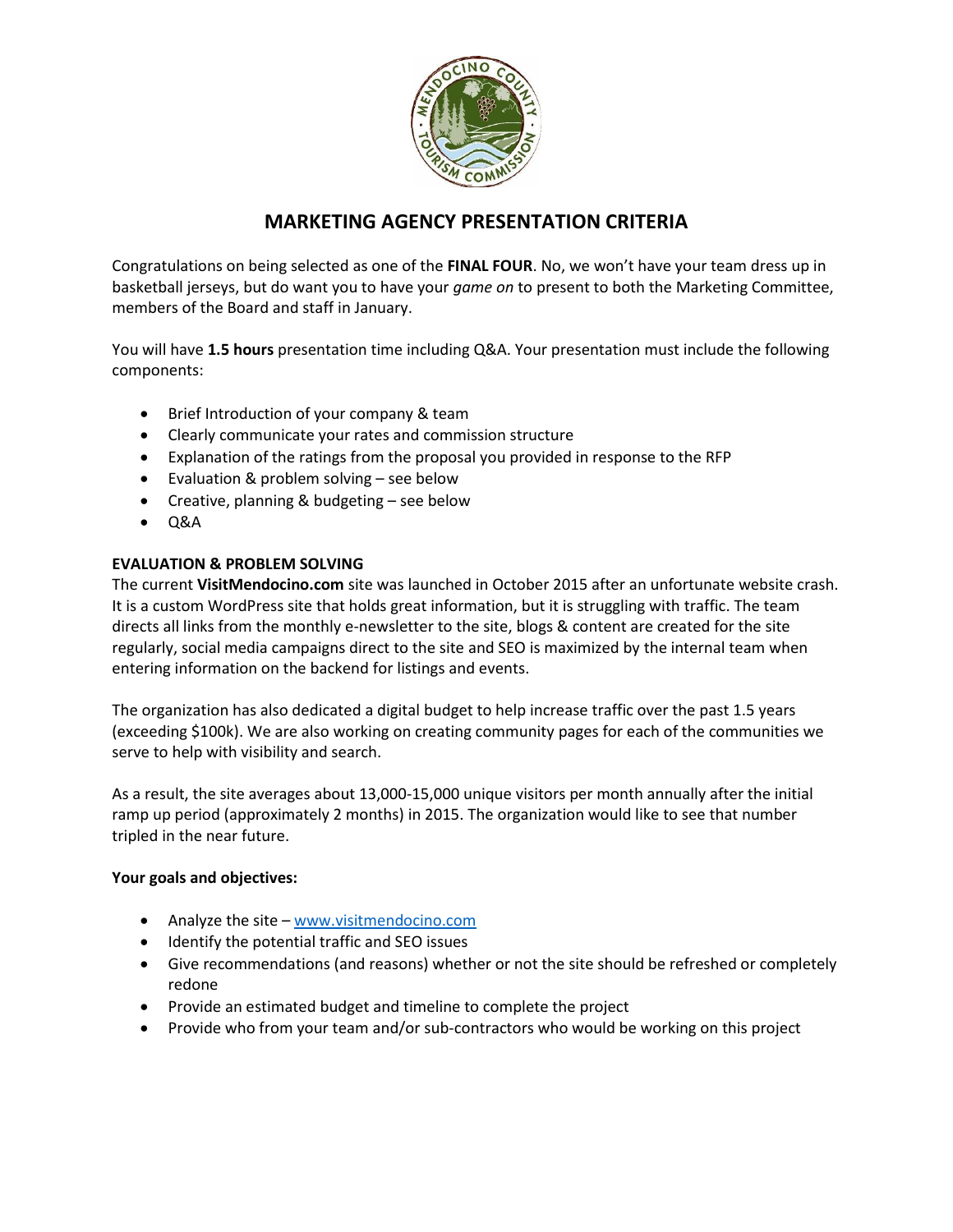# MARKETING AGENCY PRESENTATION CRITERIA

Congratulations on being selected as one of the **FINAL FOUR**. No, we won't have your team dress up in basketball jerseys, but do want you to have your *game on* to present to both the Marketing Committee, members of the Board and staff in January.

You will have **1.5 hours** presentation time including Q&A. Your presentation must include the following components:

- Brief Introduction of your company & team
- Clearly communicate your rates and commission structure
- Explanation of the ratings from the proposal you provided in response to the RFP
- Evaluation & problem solving – see below
- Creative, planning & budgeting – see below
- Q&A

**EVALUATION & PROBLEM SOLVING**

The current **VisitMendocino.com** site was launched in October 2015 after an unfortunate website crash. It is a custom WordPress site that holds great information, but it is struggling with traffic. The team directs all links from the monthly e-newsletter to the site, blogs & content are created for the site regularly, social media campaigns direct to the site and SEO is maximized by the internal team when entering information on the backend for listings and events.

The organization has also dedicated a digital budget to help increase traffic over the past 1.5 years (exceeding $100k). We are also working on creating community pages for each of the communities we serve to help with visibility and search.

As a result, the site averages about 13,000-15,000 unique visitors per month annually after the initial ramp up period (approximately 2 months) in 2015. The organization would like to see that number tripled in the near future.

**Your goals and objectives:**

- Analyze the site – www.visitmendocino.com
- Identify the potential traffic and SEO issues
- Give recommendations (and reasons) whether or not the site should be refreshed or completely redone
- Provide an estimated budget and timeline to complete the project
- Provide who from your team and/or sub-contractors who would be working on this project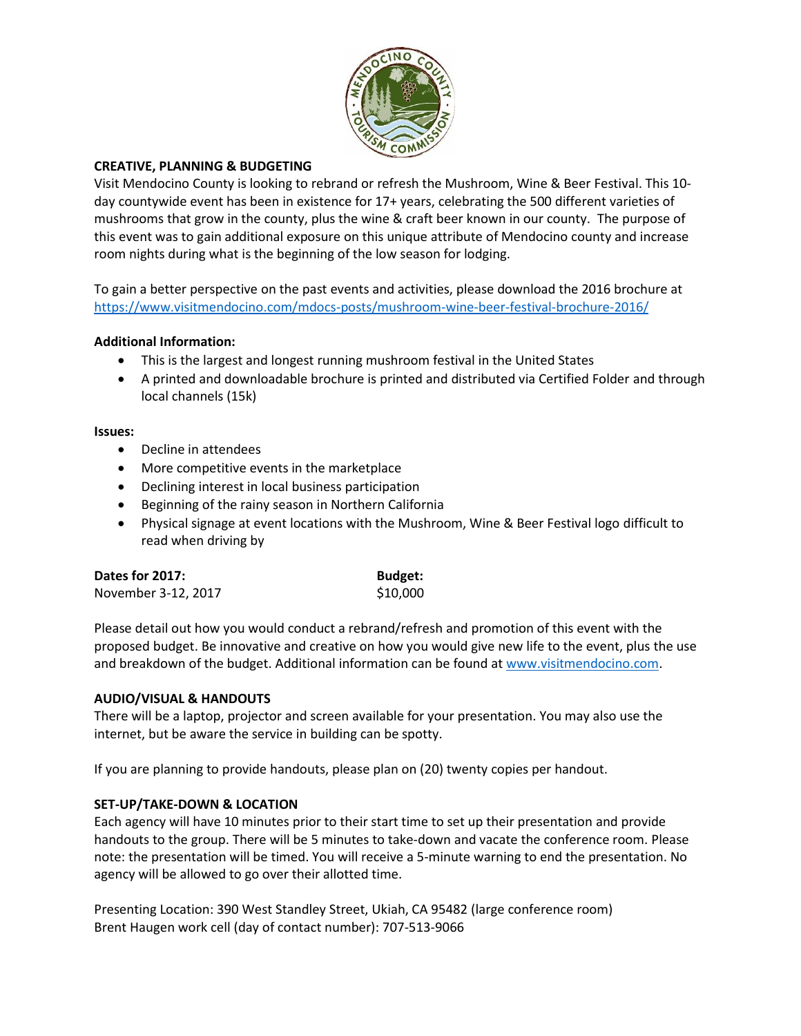## CREATIVE, PLANNING & BUDGETING

Visit Mendocino County is looking to rebrand or refresh the Mushroom, Wine & Beer Festival. This 10-day countywide event has been in existence for 17+ years, celebrating the 500 different varieties of mushrooms that grow in the county, plus the wine & craft beer known in our county. The purpose of this event was to gain additional exposure on this unique attribute of Mendocino county and increase room nights during what is the beginning of the low season for lodging.

To gain a better perspective on the past events and activities, please download the 2016 brochure at https://www.visitmendocino.com/mdocs-posts/mushroom-wine-beer-festival-brochure-2016/

**Additional Information:**

- This is the largest and longest running mushroom festival in the United States
- A printed and downloadable brochure is printed and distributed via Certified Folder and through local channels (15k)

**Issues:**

- Decline in attendees
- More competitive events in the marketplace
- Declining interest in local business participation
- Beginning of the rainy season in Northern California
- Physical signage at event locations with the Mushroom, Wine & Beer Festival logo difficult to read when driving by

| **Dates for 2017:** | **Budget:** |
|---|---|
| November 3-12, 2017 | $10,000 |

Please detail out how you would conduct a rebrand/refresh and promotion of this event with the proposed budget. Be innovative and creative on how you would give new life to the event, plus the use and breakdown of the budget. Additional information can be found at www.visitmendocino.com.

## AUDIO/VISUAL & HANDOUTS

There will be a laptop, projector and screen available for your presentation. You may also use the internet, but be aware the service in building can be spotty.

If you are planning to provide handouts, please plan on (20) twenty copies per handout.

## SET-UP/TAKE-DOWN & LOCATION

Each agency will have 10 minutes prior to their start time to set up their presentation and provide handouts to the group. There will be 5 minutes to take-down and vacate the conference room. Please note: the presentation will be timed. You will receive a 5-minute warning to end the presentation. No agency will be allowed to go over their allotted time.

Presenting Location: 390 West Standley Street, Ukiah, CA 95482 (large conference room)
Brent Haugen work cell (day of contact number): 707-513-9066